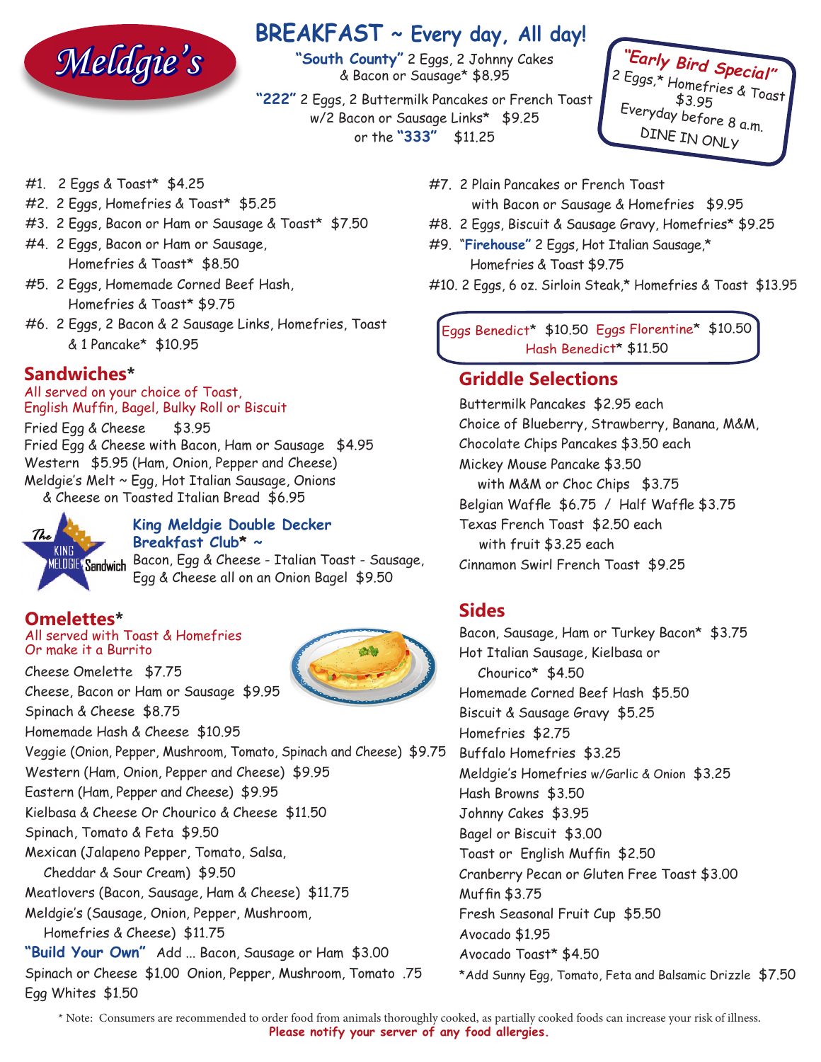# Meldgie's

## BREAKFAST ~ Every day, All day!

**"South County"** 2 Eggs, 2 Johnny Cakes & Bacon or Sausage* $8.95

**"222"** 2 Eggs, 2 Buttermilk Pancakes or French Toast w/2 Bacon or Sausage Links* $9.25 or the **"333"** $11.25

**"Early Bird Special"**
2 Eggs,* Homefries & Toast $3.95
Everyday before 8 a.m.
DINE IN ONLY

- #1. 2 Eggs & Toast* $4.25
- #2. 2 Eggs, Homefries & Toast* $5.25
- #3. 2 Eggs, Bacon or Ham or Sausage & Toast* $7.50
- #4. 2 Eggs, Bacon or Ham or Sausage, Homefries & Toast* $8.50
- #5. 2 Eggs, Homemade Corned Beef Hash, Homefries & Toast* $9.75
- #6. 2 Eggs, 2 Bacon & 2 Sausage Links, Homefries, Toast & 1 Pancake* $10.95
- #7. 2 Plain Pancakes or French Toast with Bacon or Sausage & Homefries $9.95
- #8. 2 Eggs, Biscuit & Sausage Gravy, Homefries* $9.25
- #9. **"Firehouse"** 2 Eggs, Hot Italian Sausage,* Homefries & Toast $9.75
- #10. 2 Eggs, 6 oz. Sirloin Steak,* Homefries & Toast $13.95

Eggs Benedict* $10.50 Eggs Florentine* $10.50
Hash Benedict* $11.50

## Sandwiches*

All served on your choice of Toast, English Muffin, Bagel, Bulky Roll or Biscuit

Fried Egg & Cheese $3.95
Fried Egg & Cheese with Bacon, Ham or Sausage $4.95
Western $5.95 (Ham, Onion, Pepper and Cheese)
Meldgie's Melt ~ Egg, Hot Italian Sausage, Onions & Cheese on Toasted Italian Bread $6.95

The KING MELDGIE Sandwich

**King Meldgie Double Decker Breakfast Club* ~**
Bacon, Egg & Cheese - Italian Toast - Sausage, Egg & Cheese all on an Onion Bagel $9.50

## Omelettes*

All served with Toast & Homefries
Or make it a Burrito

Cheese Omelette $7.75
Cheese, Bacon or Ham or Sausage $9.95
Spinach & Cheese $8.75
Homemade Hash & Cheese $10.95
Veggie (Onion, Pepper, Mushroom, Tomato, Spinach and Cheese) $9.75
Western (Ham, Onion, Pepper and Cheese) $9.95
Eastern (Ham, Pepper and Cheese) $9.95
Kielbasa & Cheese Or Chourico & Cheese $11.50
Spinach, Tomato & Feta $9.50
Mexican (Jalapeno Pepper, Tomato, Salsa, Cheddar & Sour Cream) $9.50
Meatlovers (Bacon, Sausage, Ham & Cheese) $11.75
Meldgie's (Sausage, Onion, Pepper, Mushroom, Homefries & Cheese) $11.75
**"Build Your Own"** Add ... Bacon, Sausage or Ham $3.00
Spinach or Cheese $1.00 Onion, Pepper, Mushroom, Tomato .75
Egg Whites $1.50

## Griddle Selections

Buttermilk Pancakes $2.95 each
Choice of Blueberry, Strawberry, Banana, M&M, Chocolate Chips Pancakes $3.50 each
Mickey Mouse Pancake $3.50
with M&M or Choc Chips $3.75
Belgian Waffle $6.75 / Half Waffle $3.75
Texas French Toast $2.50 each
with fruit $3.25 each
Cinnamon Swirl French Toast $9.25

## Sides

Bacon, Sausage, Ham or Turkey Bacon* $3.75
Hot Italian Sausage, Kielbasa or Chourico* $4.50
Homemade Corned Beef Hash $5.50
Biscuit & Sausage Gravy $5.25
Homefries $2.75
Buffalo Homefries $3.25
Meldgie's Homefries w/Garlic & Onion $3.25
Hash Browns $3.50
Johnny Cakes $3.95
Bagel or Biscuit $3.00
Toast or English Muffin $2.50
Cranberry Pecan or Gluten Free Toast $3.00
Muffin $3.75
Fresh Seasonal Fruit Cup $5.50
Avocado $1.95
Avocado Toast* $4.50
*Add Sunny Egg, Tomato, Feta and Balsamic Drizzle $7.50

* Note: Consumers are recommended to order food from animals thoroughly cooked, as partially cooked foods can increase your risk of illness.
**Please notify your server of any food allergies.**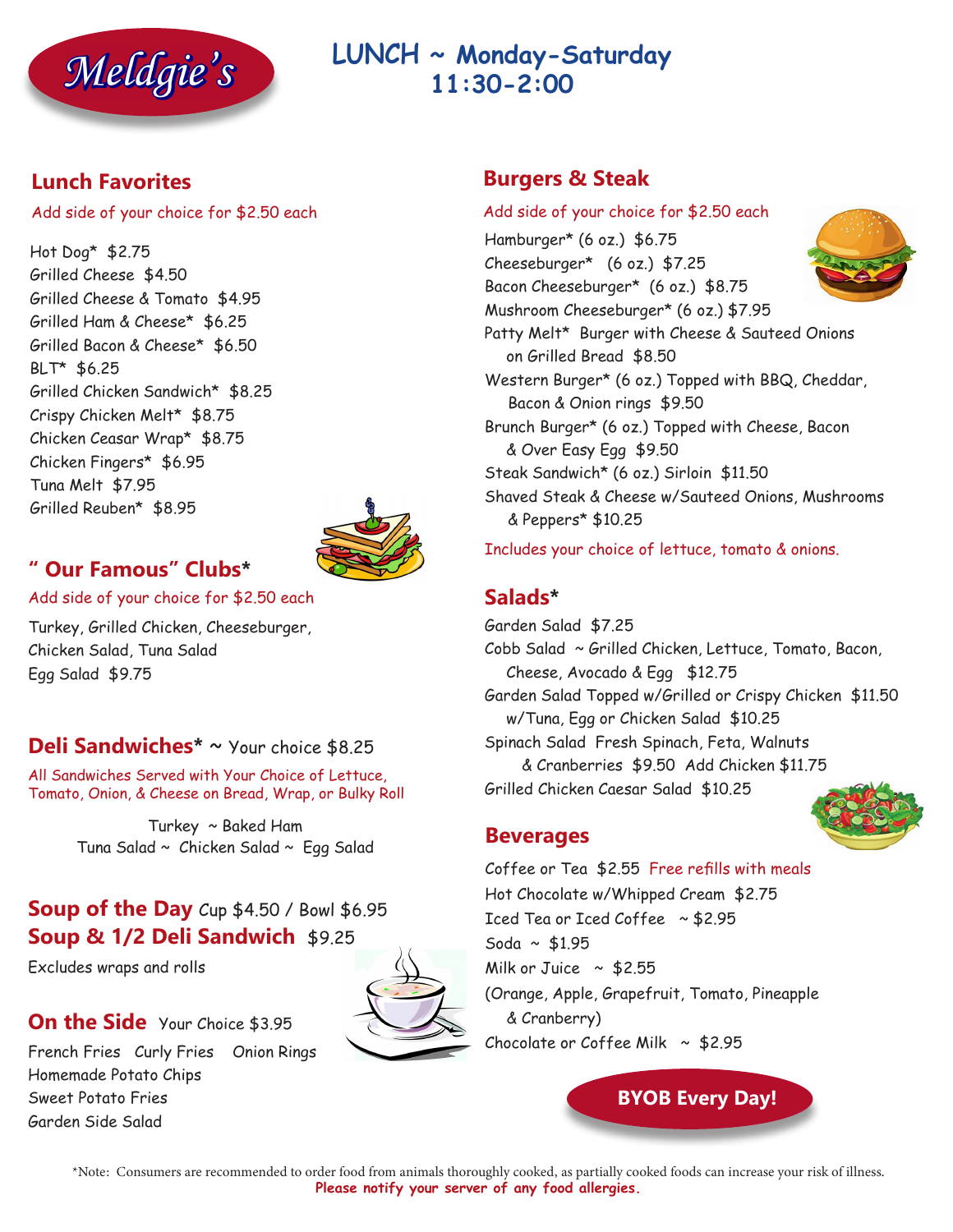# Meldgie's

## LUNCH ~ Monday-Saturday 11:30-2:00

## Lunch Favorites

Add side of your choice for $2.50 each

Hot Dog* $2.75
Grilled Cheese $4.50
Grilled Cheese & Tomato $4.95
Grilled Ham & Cheese* $6.25
Grilled Bacon & Cheese* $6.50
BLT* $6.25
Grilled Chicken Sandwich* $8.25
Crispy Chicken Melt* $8.75
Chicken Ceasar Wrap* $8.75
Chicken Fingers* $6.95
Tuna Melt $7.95
Grilled Reuben* $8.95

## " Our Famous" Clubs*

Add side of your choice for $2.50 each

Turkey, Grilled Chicken, Cheeseburger, Chicken Salad, Tuna Salad
Egg Salad $9.75

## Deli Sandwiches* ~ Your choice $8.25

All Sandwiches Served with Your Choice of Lettuce, Tomato, Onion, & Cheese on Bread, Wrap, or Bulky Roll

Turkey ~ Baked Ham
Tuna Salad ~ Chicken Salad ~ Egg Salad

## Soup of the Day Cup $4.50 / Bowl $6.95

## Soup & 1/2 Deli Sandwich $9.25

Excludes wraps and rolls

## On the Side Your Choice $3.95

French Fries Curly Fries Onion Rings
Homemade Potato Chips
Sweet Potato Fries
Garden Side Salad

## Burgers & Steak

Add side of your choice for $2.50 each

Hamburger* (6 oz.) $6.75
Cheeseburger* (6 oz.) $7.25
Bacon Cheeseburger* (6 oz.) $8.75
Mushroom Cheeseburger* (6 oz.) $7.95
Patty Melt* Burger with Cheese & Sauteed Onions on Grilled Bread $8.50
Western Burger* (6 oz.) Topped with BBQ, Cheddar, Bacon & Onion rings $9.50
Brunch Burger* (6 oz.) Topped with Cheese, Bacon & Over Easy Egg $9.50
Steak Sandwich* (6 oz.) Sirloin $11.50
Shaved Steak & Cheese w/Sauteed Onions, Mushrooms & Peppers* $10.25

Includes your choice of lettuce, tomato & onions.

## Salads*

Garden Salad $7.25
Cobb Salad ~ Grilled Chicken, Lettuce, Tomato, Bacon, Cheese, Avocado & Egg $12.75
Garden Salad Topped w/Grilled or Crispy Chicken $11.50
w/Tuna, Egg or Chicken Salad $10.25
Spinach Salad Fresh Spinach, Feta, Walnuts & Cranberries $9.50 Add Chicken $11.75
Grilled Chicken Caesar Salad $10.25

## Beverages

Coffee or Tea $2.55 Free refills with meals
Hot Chocolate w/Whipped Cream $2.75
Iced Tea or Iced Coffee ~ $2.95
Soda ~ $1.95
Milk or Juice ~ $2.55
(Orange, Apple, Grapefruit, Tomato, Pineapple & Cranberry)
Chocolate or Coffee Milk ~ $2.95

**BYOB Every Day!**

*Note: Consumers are recommended to order food from animals thoroughly cooked, as partially cooked foods can increase your risk of illness.
**Please notify your server of any food allergies.**